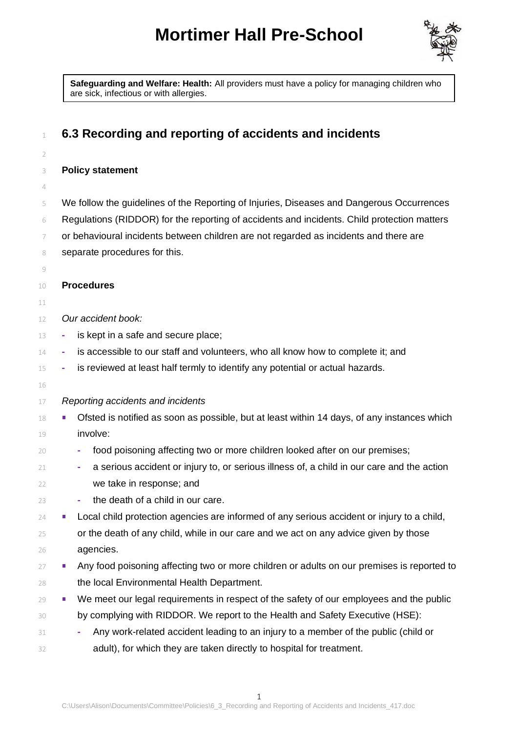# Mortimer Hall Pre-School

**Safeguarding and Welfare: Health:** All providers must have a policy for managing children who are sick, infectious or with allergies.

## 6.3 Recording and reporting of accidents and incidents

### Policy statement

We follow the guidelines of the Reporting of Injuries, Diseases and Dangerous Occurrences Regulations (RIDDOR) for the reporting of accidents and incidents. Child protection matters or behavioural incidents between children are not regarded as incidents and there are separate procedures for this.

### Procedures

*Our accident book:*

- is kept in a safe and secure place;
- is accessible to our staff and volunteers, who all know how to complete it; and
- is reviewed at least half termly to identify any potential or actual hazards.

*Reporting accidents and incidents*

- Ofsted is notified as soon as possible, but at least within 14 days, of any instances which involve:
  - food poisoning affecting two or more children looked after on our premises;
  - a serious accident or injury to, or serious illness of, a child in our care and the action we take in response; and
  - the death of a child in our care.
- Local child protection agencies are informed of any serious accident or injury to a child, or the death of any child, while in our care and we act on any advice given by those agencies.
- Any food poisoning affecting two or more children or adults on our premises is reported to the local Environmental Health Department.
- We meet our legal requirements in respect of the safety of our employees and the public by complying with RIDDOR. We report to the Health and Safety Executive (HSE):
  - Any work-related accident leading to an injury to a member of the public (child or adult), for which they are taken directly to hospital for treatment.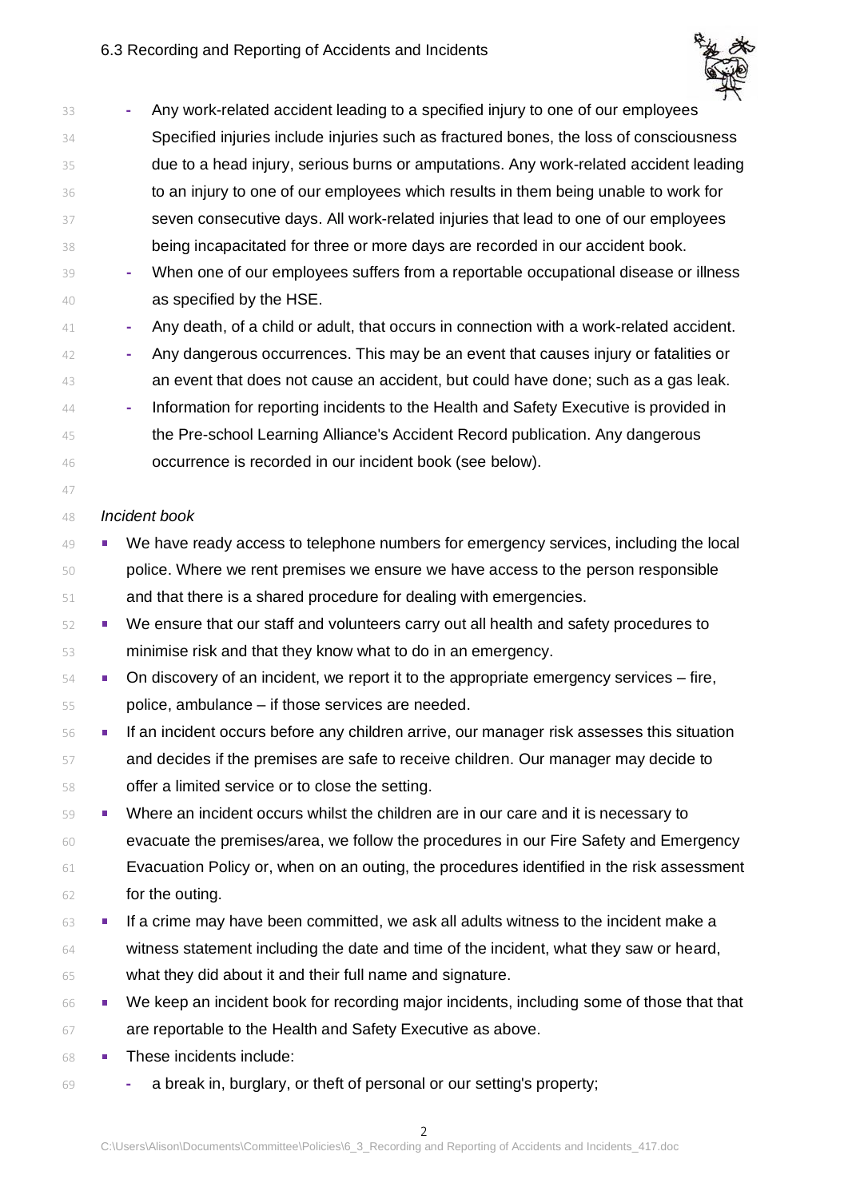- Any work-related accident leading to a specified injury to one of our employees Specified injuries include injuries such as fractured bones, the loss of consciousness due to a head injury, serious burns or amputations. Any work-related accident leading to an injury to one of our employees which results in them being unable to work for seven consecutive days. All work-related injuries that lead to one of our employees being incapacitated for three or more days are recorded in our accident book.
- When one of our employees suffers from a reportable occupational disease or illness as specified by the HSE.
- Any death, of a child or adult, that occurs in connection with a work-related accident.
- Any dangerous occurrences. This may be an event that causes injury or fatalities or an event that does not cause an accident, but could have done; such as a gas leak.
- Information for reporting incidents to the Health and Safety Executive is provided in the Pre-school Learning Alliance's Accident Record publication. Any dangerous occurrence is recorded in our incident book (see below).

*Incident book*

- We have ready access to telephone numbers for emergency services, including the local police. Where we rent premises we ensure we have access to the person responsible and that there is a shared procedure for dealing with emergencies.
- We ensure that our staff and volunteers carry out all health and safety procedures to minimise risk and that they know what to do in an emergency.
- On discovery of an incident, we report it to the appropriate emergency services – fire, police, ambulance – if those services are needed.
- If an incident occurs before any children arrive, our manager risk assesses this situation and decides if the premises are safe to receive children. Our manager may decide to offer a limited service or to close the setting.
- Where an incident occurs whilst the children are in our care and it is necessary to evacuate the premises/area, we follow the procedures in our Fire Safety and Emergency Evacuation Policy or, when on an outing, the procedures identified in the risk assessment for the outing.
- If a crime may have been committed, we ask all adults witness to the incident make a witness statement including the date and time of the incident, what they saw or heard, what they did about it and their full name and signature.
- We keep an incident book for recording major incidents, including some of those that that are reportable to the Health and Safety Executive as above.
- These incidents include:
  - a break in, burglary, or theft of personal or our setting's property;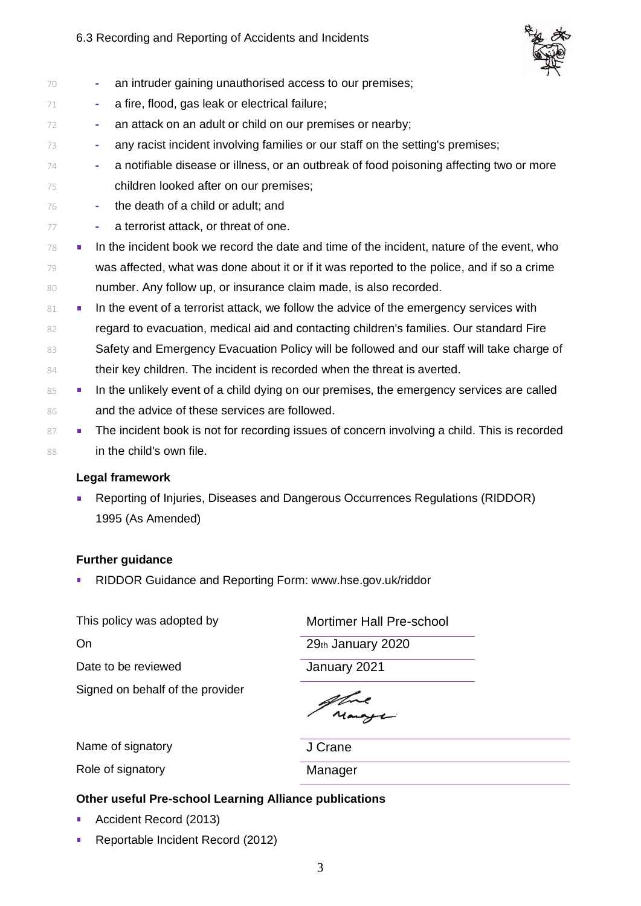- an intruder gaining unauthorised access to our premises;
- a fire, flood, gas leak or electrical failure;
- an attack on an adult or child on our premises or nearby;
- any racist incident involving families or our staff on the setting's premises;
- a notifiable disease or illness, or an outbreak of food poisoning affecting two or more children looked after on our premises;
- the death of a child or adult; and
- a terrorist attack, or threat of one.

- In the incident book we record the date and time of the incident, nature of the event, who was affected, what was done about it or if it was reported to the police, and if so a crime number. Any follow up, or insurance claim made, is also recorded.
- In the event of a terrorist attack, we follow the advice of the emergency services with regard to evacuation, medical aid and contacting children's families. Our standard Fire Safety and Emergency Evacuation Policy will be followed and our staff will take charge of their key children. The incident is recorded when the threat is averted.
- In the unlikely event of a child dying on our premises, the emergency services are called and the advice of these services are followed.
- The incident book is not for recording issues of concern involving a child. This is recorded in the child's own file.

**Legal framework**

- Reporting of Injuries, Diseases and Dangerous Occurrences Regulations (RIDDOR) 1995 (As Amended)

**Further guidance**

- RIDDOR Guidance and Reporting Form: www.hse.gov.uk/riddor

| | |
|---|---|
| This policy was adopted by | Mortimer Hall Pre-school |
| On | 29th January 2020 |
| Date to be reviewed | January 2021 |
| Signed on behalf of the provider | |
| Name of signatory | J Crane |
| Role of signatory | Manager |

**Other useful Pre-school Learning Alliance publications**

- Accident Record (2013)
- Reportable Incident Record (2012)